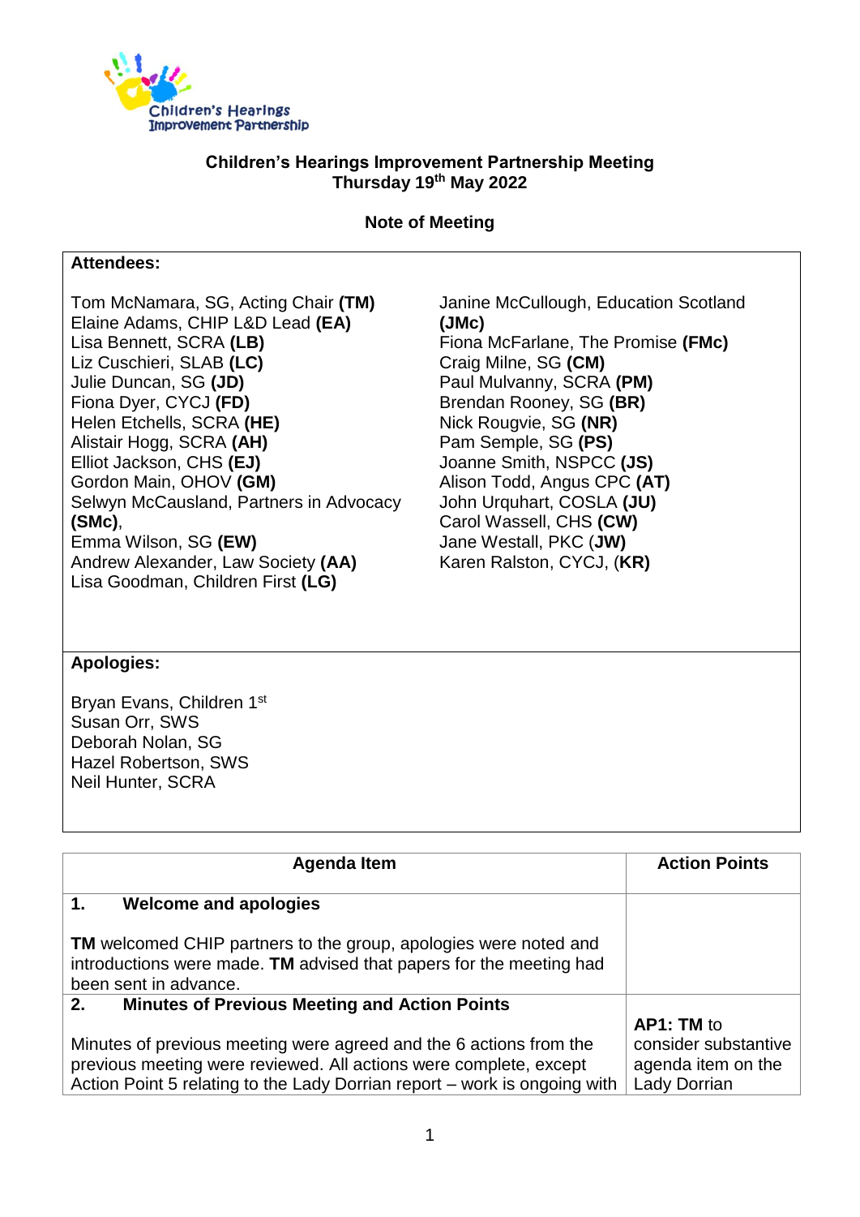Children's Hearings Improvement Partnership

# Children's Hearings Improvement Partnership Meeting
## Thursday 19th May 2022

### Note of Meeting

**Attendees:**

Tom McNamara, SG, Acting Chair **(TM)**
Elaine Adams, CHIP L&D Lead **(EA)**
Lisa Bennett, SCRA **(LB)**
Liz Cuschieri, SLAB **(LC)**
Julie Duncan, SG **(JD)**
Fiona Dyer, CYCJ **(FD)**
Helen Etchells, SCRA **(HE)**
Alistair Hogg, SCRA **(AH)**
Elliot Jackson, CHS **(EJ)**
Gordon Main, OHOV **(GM)**
Selwyn McCausland, Partners in Advocacy **(SMc)**,
Emma Wilson, SG **(EW)**
Andrew Alexander, Law Society **(AA)**
Lisa Goodman, Children First **(LG)**
Janine McCullough, Education Scotland **(JMc)**
Fiona McFarlane, The Promise **(FMc)**
Craig Milne, SG **(CM)**
Paul Mulvanny, SCRA **(PM)**
Brendan Rooney, SG **(BR)**
Nick Rougvie, SG **(NR)**
Pam Semple, SG **(PS)**
Joanne Smith, NSPCC **(JS)**
Alison Todd, Angus CPC **(AT)**
John Urquhart, COSLA **(JU)**
Carol Wassell, CHS **(CW)**
Jane Westall, PKC (**JW**)
Karen Ralston, CYCJ, (**KR**)

**Apologies:**

Bryan Evans, Children 1st
Susan Orr, SWS
Deborah Nolan, SG
Hazel Robertson, SWS
Neil Hunter, SCRA

| Agenda Item | Action Points |
|---|---|
| **1. Welcome and apologies**<br><br>**TM** welcomed CHIP partners to the group, apologies were noted and introductions were made. **TM** advised that papers for the meeting had been sent in advance. | |
| **2. Minutes of Previous Meeting and Action Points**<br><br>Minutes of previous meeting were agreed and the 6 actions from the previous meeting were reviewed. All actions were complete, except Action Point 5 relating to the Lady Dorrian report – work is ongoing with | **AP1: TM** to consider substantive agenda item on the Lady Dorrian |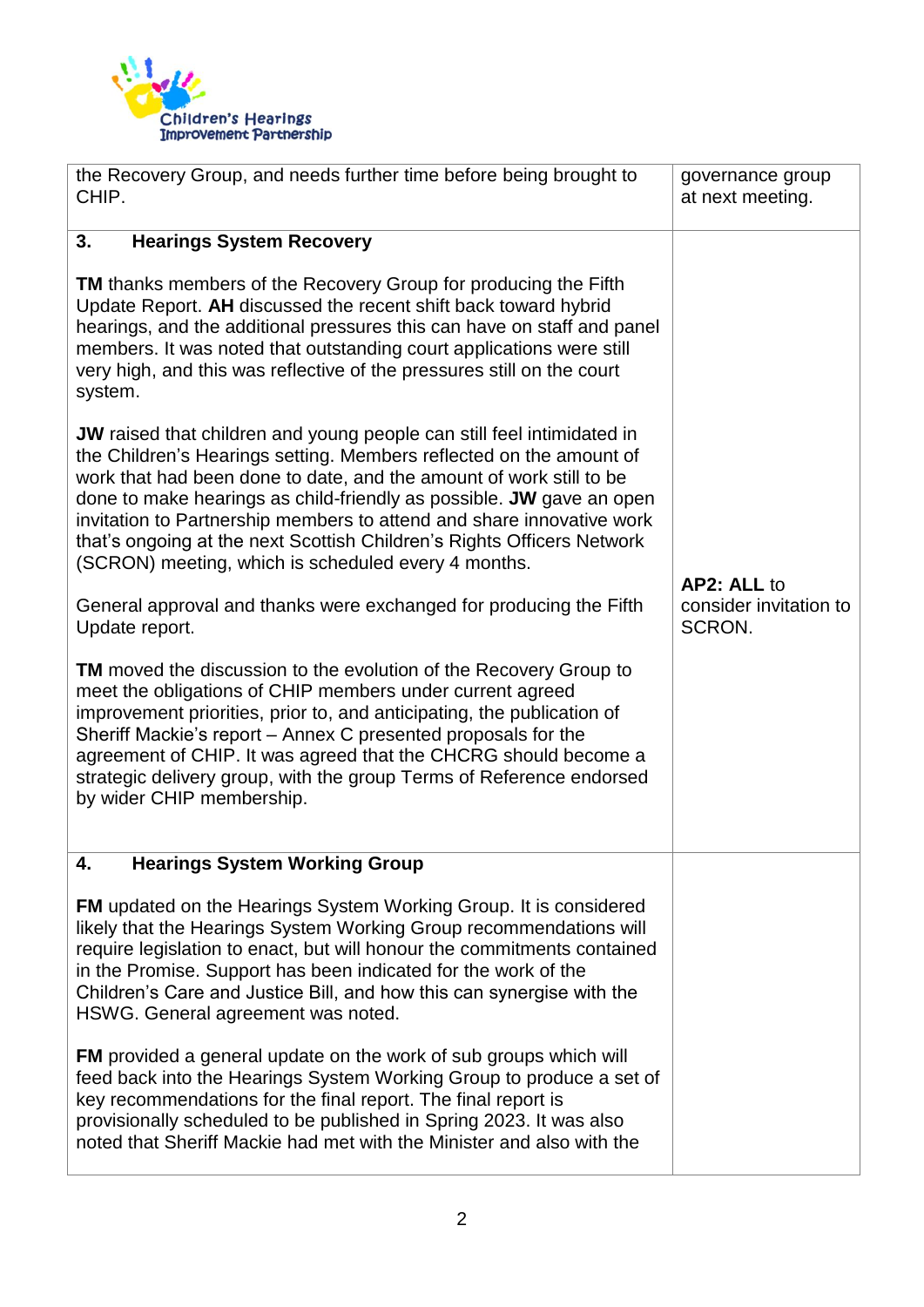| | |
|---|---|
| the Recovery Group, and needs further time before being brought to CHIP. | governance group at next meeting. |
| **3. Hearings System Recovery**<br><br>**TM** thanks members of the Recovery Group for producing the Fifth Update Report. **AH** discussed the recent shift back toward hybrid hearings, and the additional pressures this can have on staff and panel members. It was noted that outstanding court applications were still very high, and this was reflective of the pressures still on the court system.<br><br>**JW** raised that children and young people can still feel intimidated in the Children's Hearings setting. Members reflected on the amount of work that had been done to date, and the amount of work still to be done to make hearings as child-friendly as possible. **JW** gave an open invitation to Partnership members to attend and share innovative work that's ongoing at the next Scottish Children's Rights Officers Network (SCRON) meeting, which is scheduled every 4 months.<br><br>General approval and thanks were exchanged for producing the Fifth Update report.<br><br>**TM** moved the discussion to the evolution of the Recovery Group to meet the obligations of CHIP members under current agreed improvement priorities, prior to, and anticipating, the publication of Sheriff Mackie's report – Annex C presented proposals for the agreement of CHIP. It was agreed that the CHCRG should become a strategic delivery group, with the group Terms of Reference endorsed by wider CHIP membership. | **AP2: ALL** to consider invitation to SCRON. |
| **4. Hearings System Working Group**<br><br>**FM** updated on the Hearings System Working Group. It is considered likely that the Hearings System Working Group recommendations will require legislation to enact, but will honour the commitments contained in the Promise. Support has been indicated for the work of the Children's Care and Justice Bill, and how this can synergise with the HSWG. General agreement was noted.<br><br>**FM** provided a general update on the work of sub groups which will feed back into the Hearings System Working Group to produce a set of key recommendations for the final report. The final report is provisionally scheduled to be published in Spring 2023. It was also noted that Sheriff Mackie had met with the Minister and also with the | |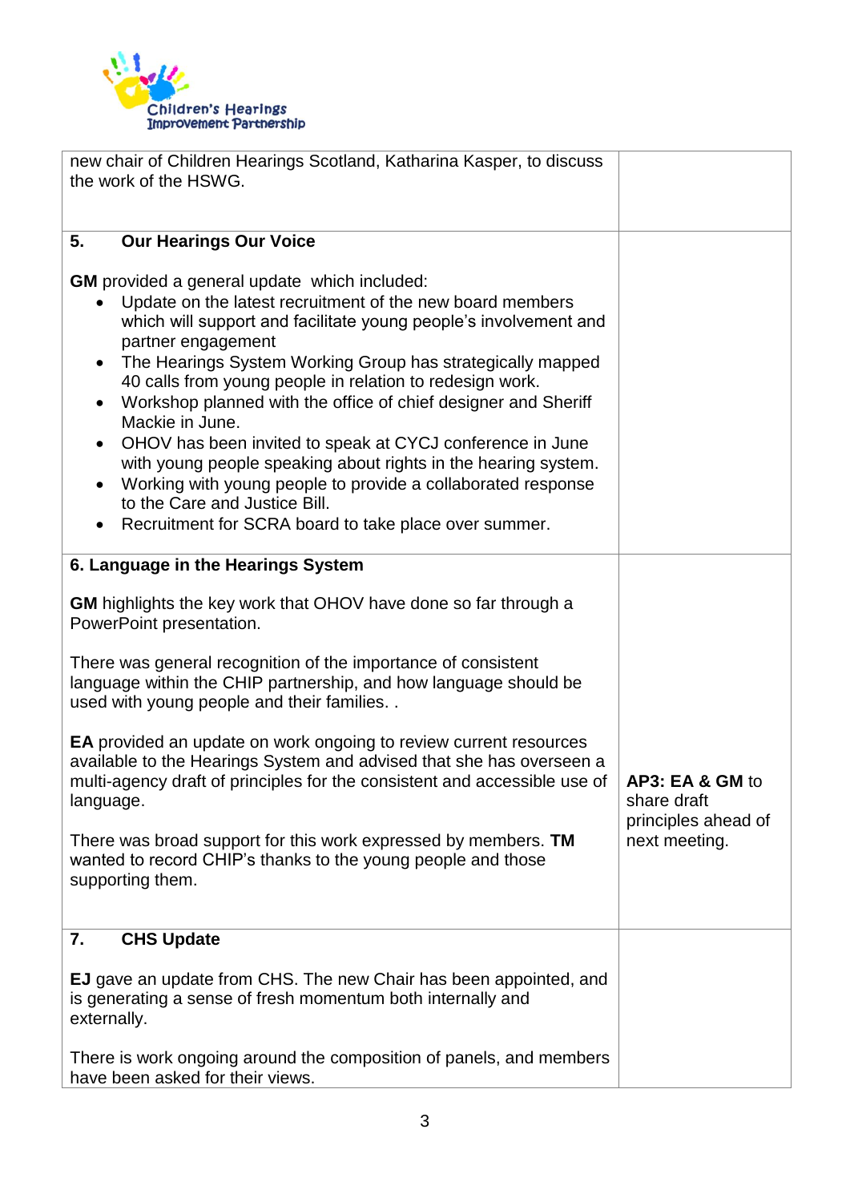| | |
|---|---|
| new chair of Children Hearings Scotland, Katharina Kasper, to discuss the work of the HSWG. | |
| **5. Our Hearings Our Voice**<br><br>**GM** provided a general update which included:<br>• Update on the latest recruitment of the new board members which will support and facilitate young people's involvement and partner engagement<br>• The Hearings System Working Group has strategically mapped 40 calls from young people in relation to redesign work.<br>• Workshop planned with the office of chief designer and Sheriff Mackie in June.<br>• OHOV has been invited to speak at CYCJ conference in June with young people speaking about rights in the hearing system.<br>• Working with young people to provide a collaborated response to the Care and Justice Bill.<br>• Recruitment for SCRA board to take place over summer. | |
| **6. Language in the Hearings System**<br><br>**GM** highlights the key work that OHOV have done so far through a PowerPoint presentation.<br><br>There was general recognition of the importance of consistent language within the CHIP partnership, and how language should be used with young people and their families. .<br><br>**EA** provided an update on work ongoing to review current resources available to the Hearings System and advised that she has overseen a multi-agency draft of principles for the consistent and accessible use of language.<br><br>There was broad support for this work expressed by members. **TM** wanted to record CHIP's thanks to the young people and those supporting them. | **AP3: EA & GM** to share draft principles ahead of next meeting. |
| **7. CHS Update**<br><br>**EJ** gave an update from CHS. The new Chair has been appointed, and is generating a sense of fresh momentum both internally and externally.<br><br>There is work ongoing around the composition of panels, and members have been asked for their views. | |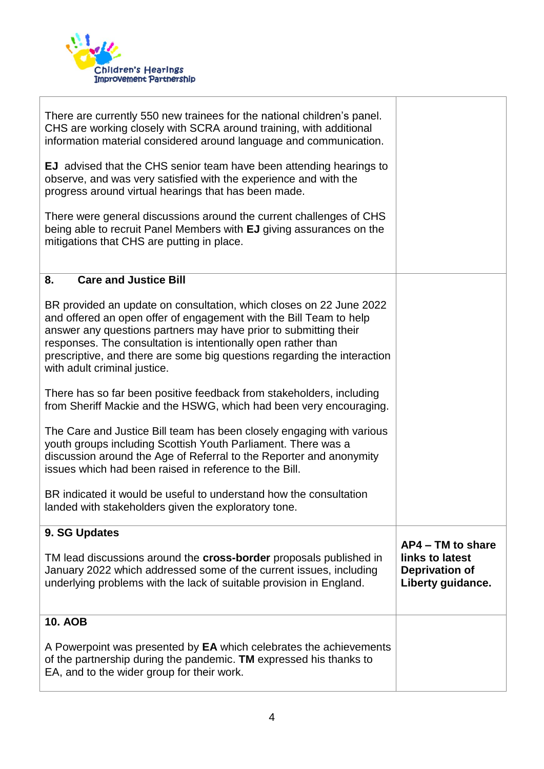| | |
|---|---|
| There are currently 550 new trainees for the national children's panel. CHS are working closely with SCRA around training, with additional information material considered around language and communication.<br><br>**EJ** advised that the CHS senior team have been attending hearings to observe, and was very satisfied with the experience and with the progress around virtual hearings that has been made.<br><br>There were general discussions around the current challenges of CHS being able to recruit Panel Members with **EJ** giving assurances on the mitigations that CHS are putting in place. | |
| **8. Care and Justice Bill**<br><br>BR provided an update on consultation, which closes on 22 June 2022 and offered an open offer of engagement with the Bill Team to help answer any questions partners may have prior to submitting their responses. The consultation is intentionally open rather than prescriptive, and there are some big questions regarding the interaction with adult criminal justice.<br><br>There has so far been positive feedback from stakeholders, including from Sheriff Mackie and the HSWG, which had been very encouraging.<br><br>The Care and Justice Bill team has been closely engaging with various youth groups including Scottish Youth Parliament. There was a discussion around the Age of Referral to the Reporter and anonymity issues which had been raised in reference to the Bill.<br><br>BR indicated it would be useful to understand how the consultation landed with stakeholders given the exploratory tone. | |
| **9. SG Updates**<br><br>TM lead discussions around the **cross-border** proposals published in January 2022 which addressed some of the current issues, including underlying problems with the lack of suitable provision in England. | **AP4 – TM to share links to latest Deprivation of Liberty guidance.** |
| **10. AOB**<br><br>A Powerpoint was presented by **EA** which celebrates the achievements of the partnership during the pandemic. **TM** expressed his thanks to EA, and to the wider group for their work. | |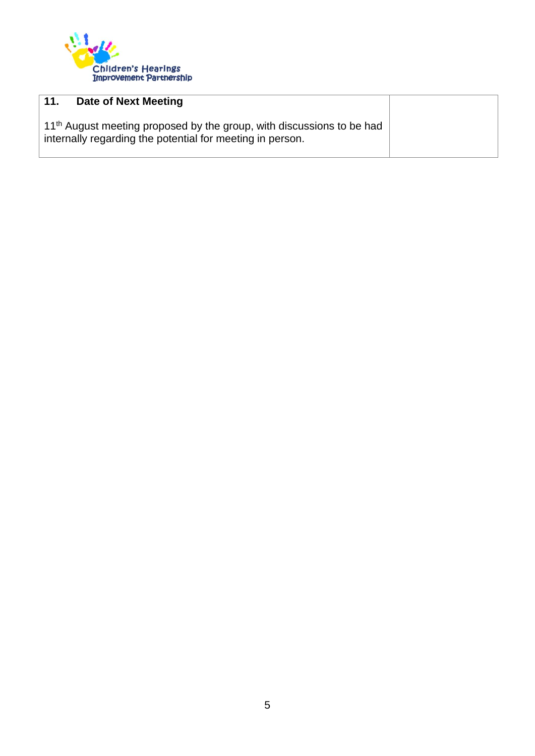| 11. Date of Next Meeting<br><br>11th August meeting proposed by the group, with discussions to be had internally regarding the potential for meeting in person. | |
| --- | --- |